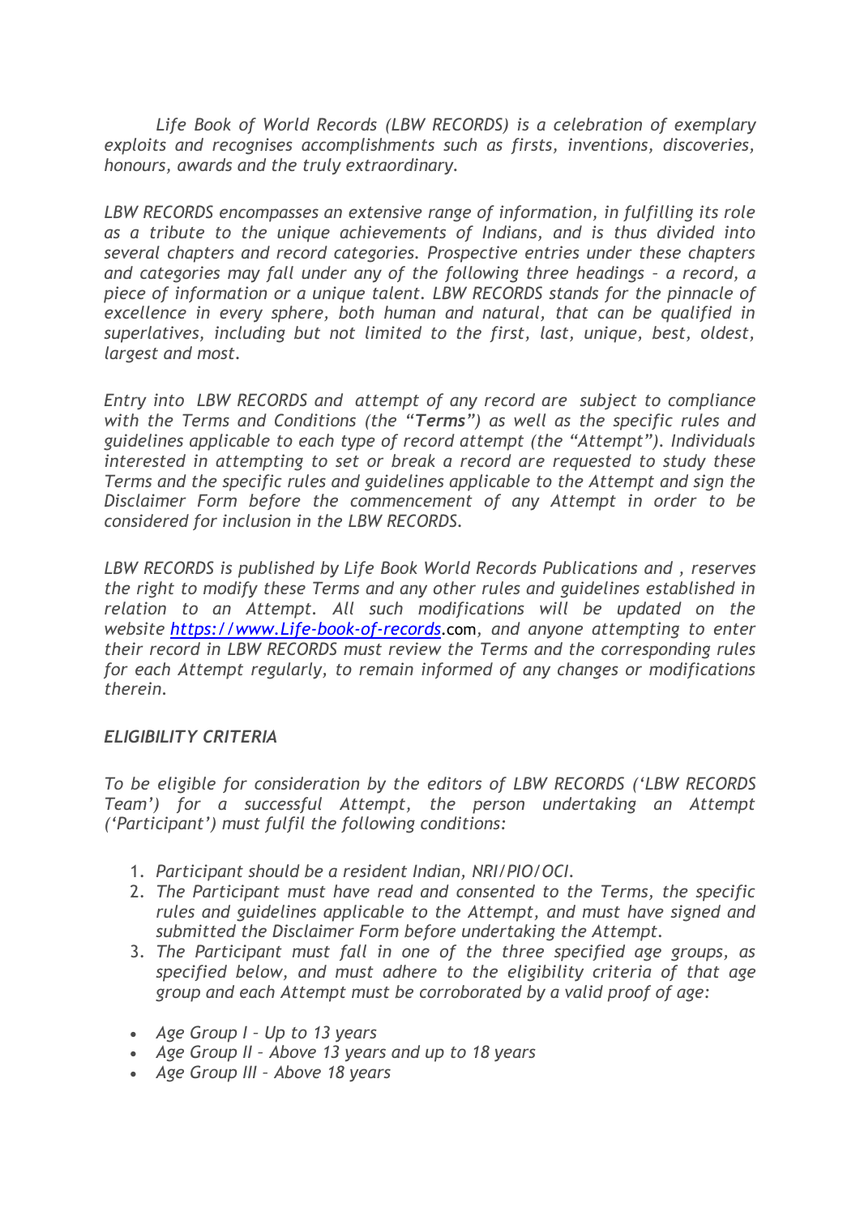*Life Book of World Records (LBW RECORDS) is a celebration of exemplary exploits and recognises accomplishments such as firsts, inventions, discoveries, honours, awards and the truly extraordinary.*

*LBW RECORDS encompasses an extensive range of information, in fulfilling its role as a tribute to the unique achievements of Indians, and is thus divided into several chapters and record categories. Prospective entries under these chapters and categories may fall under any of the following three headings – a record, a piece of information or a unique talent. LBW RECORDS stands for the pinnacle of excellence in every sphere, both human and natural, that can be qualified in superlatives, including but not limited to the first, last, unique, best, oldest, largest and most.*

*Entry into LBW RECORDS and attempt of any record are subject to compliance with the Terms and Conditions (the "**Terms**") as well as the specific rules and guidelines applicable to each type of record attempt (the "Attempt"). Individuals interested in attempting to set or break a record are requested to study these Terms and the specific rules and guidelines applicable to the Attempt and sign the Disclaimer Form before the commencement of any Attempt in order to be considered for inclusion in the LBW RECORDS.*

*LBW RECORDS is published by Life Book World Records Publications and , reserves the right to modify these Terms and any other rules and guidelines established in relation to an Attempt. All such modifications will be updated on the website [https://www.Life-book-of-records](https://www.Life-book-of-records).com, and anyone attempting to enter their record in LBW RECORDS must review the Terms and the corresponding rules for each Attempt regularly, to remain informed of any changes or modifications therein.*

### *ELIGIBILITY CRITERIA*

*To be eligible for consideration by the editors of LBW RECORDS ('LBW RECORDS Team') for a successful Attempt, the person undertaking an Attempt ('Participant') must fulfil the following conditions:*

1. *Participant should be a resident Indian, NRI/PIO/OCI.*
2. *The Participant must have read and consented to the Terms, the specific rules and guidelines applicable to the Attempt, and must have signed and submitted the Disclaimer Form before undertaking the Attempt.*
3. *The Participant must fall in one of the three specified age groups, as specified below, and must adhere to the eligibility criteria of that age group and each Attempt must be corroborated by a valid proof of age:*

- *Age Group I – Up to 13 years*
- *Age Group II – Above 13 years and up to 18 years*
- *Age Group III – Above 18 years*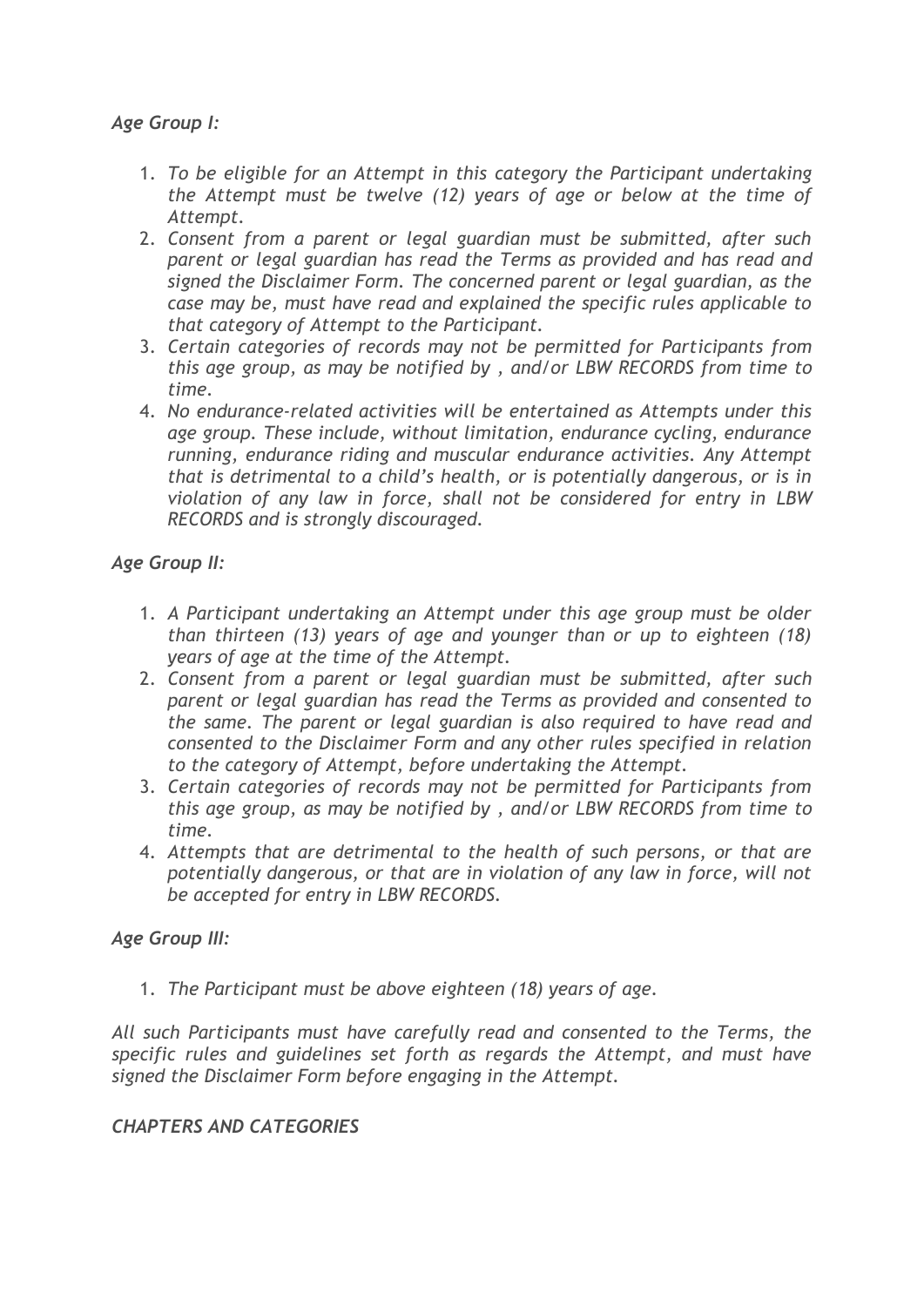*Age Group I:*

1. *To be eligible for an Attempt in this category the Participant undertaking the Attempt must be twelve (12) years of age or below at the time of Attempt.*
2. *Consent from a parent or legal guardian must be submitted, after such parent or legal guardian has read the Terms as provided and has read and signed the Disclaimer Form. The concerned parent or legal guardian, as the case may be, must have read and explained the specific rules applicable to that category of Attempt to the Participant.*
3. *Certain categories of records may not be permitted for Participants from this age group, as may be notified by , and/or LBW RECORDS from time to time.*
4. *No endurance-related activities will be entertained as Attempts under this age group. These include, without limitation, endurance cycling, endurance running, endurance riding and muscular endurance activities. Any Attempt that is detrimental to a child's health, or is potentially dangerous, or is in violation of any law in force, shall not be considered for entry in LBW RECORDS and is strongly discouraged.*

*Age Group II:*

1. *A Participant undertaking an Attempt under this age group must be older than thirteen (13) years of age and younger than or up to eighteen (18) years of age at the time of the Attempt.*
2. *Consent from a parent or legal guardian must be submitted, after such parent or legal guardian has read the Terms as provided and consented to the same. The parent or legal guardian is also required to have read and consented to the Disclaimer Form and any other rules specified in relation to the category of Attempt, before undertaking the Attempt.*
3. *Certain categories of records may not be permitted for Participants from this age group, as may be notified by , and/or LBW RECORDS from time to time.*
4. *Attempts that are detrimental to the health of such persons, or that are potentially dangerous, or that are in violation of any law in force, will not be accepted for entry in LBW RECORDS.*

*Age Group III:*

1. *The Participant must be above eighteen (18) years of age.*

*All such Participants must have carefully read and consented to the Terms, the specific rules and guidelines set forth as regards the Attempt, and must have signed the Disclaimer Form before engaging in the Attempt.*

*CHAPTERS AND CATEGORIES*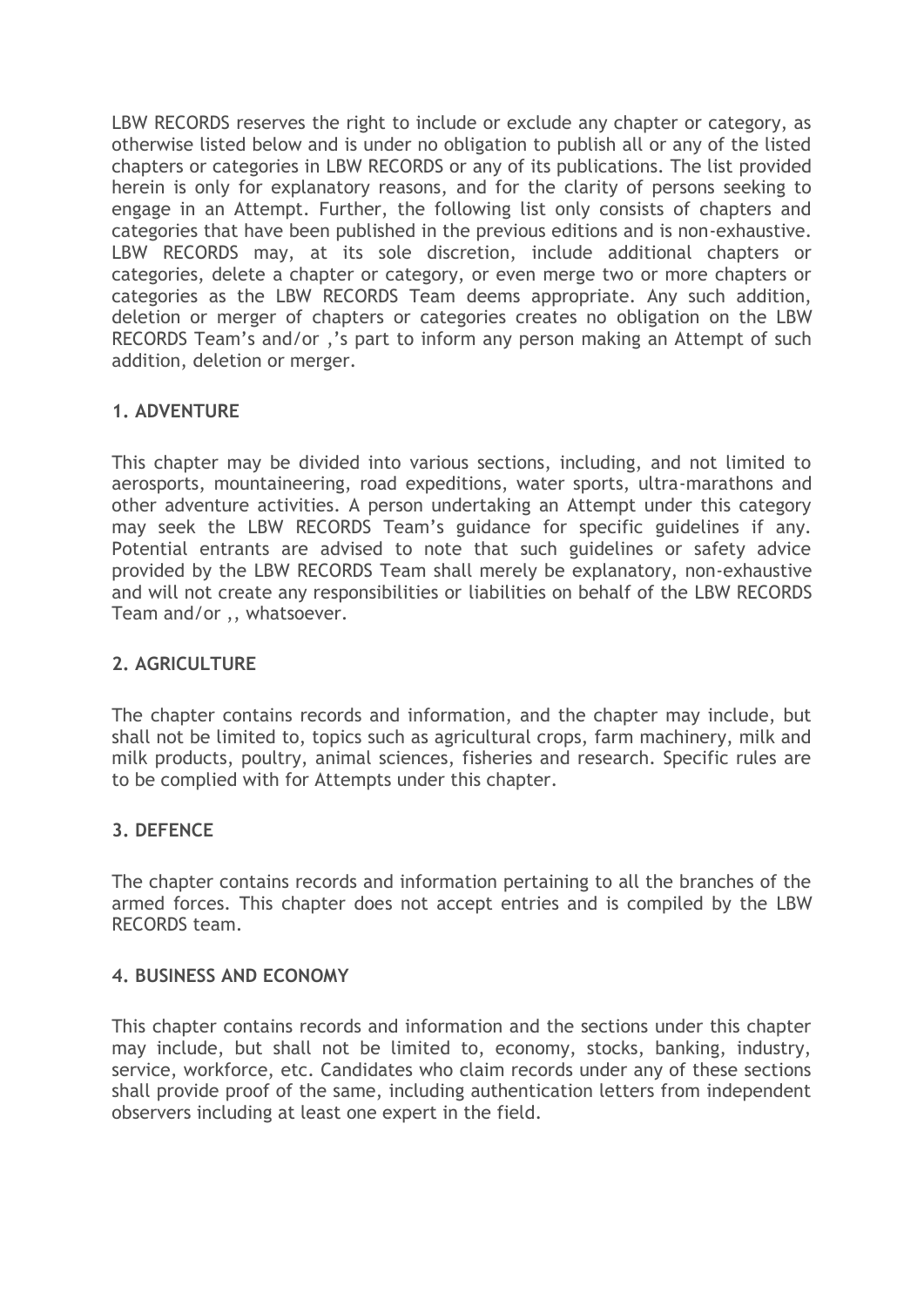LBW RECORDS reserves the right to include or exclude any chapter or category, as otherwise listed below and is under no obligation to publish all or any of the listed chapters or categories in LBW RECORDS or any of its publications. The list provided herein is only for explanatory reasons, and for the clarity of persons seeking to engage in an Attempt. Further, the following list only consists of chapters and categories that have been published in the previous editions and is non-exhaustive. LBW RECORDS may, at its sole discretion, include additional chapters or categories, delete a chapter or category, or even merge two or more chapters or categories as the LBW RECORDS Team deems appropriate. Any such addition, deletion or merger of chapters or categories creates no obligation on the LBW RECORDS Team's and/or ,'s part to inform any person making an Attempt of such addition, deletion or merger.

### 1. ADVENTURE

This chapter may be divided into various sections, including, and not limited to aerosports, mountaineering, road expeditions, water sports, ultra-marathons and other adventure activities. A person undertaking an Attempt under this category may seek the LBW RECORDS Team's guidance for specific guidelines if any. Potential entrants are advised to note that such guidelines or safety advice provided by the LBW RECORDS Team shall merely be explanatory, non-exhaustive and will not create any responsibilities or liabilities on behalf of the LBW RECORDS Team and/or ,, whatsoever.

### 2. AGRICULTURE

The chapter contains records and information, and the chapter may include, but shall not be limited to, topics such as agricultural crops, farm machinery, milk and milk products, poultry, animal sciences, fisheries and research. Specific rules are to be complied with for Attempts under this chapter.

### 3. DEFENCE

The chapter contains records and information pertaining to all the branches of the armed forces. This chapter does not accept entries and is compiled by the LBW RECORDS team.

### 4. BUSINESS AND ECONOMY

This chapter contains records and information and the sections under this chapter may include, but shall not be limited to, economy, stocks, banking, industry, service, workforce, etc. Candidates who claim records under any of these sections shall provide proof of the same, including authentication letters from independent observers including at least one expert in the field.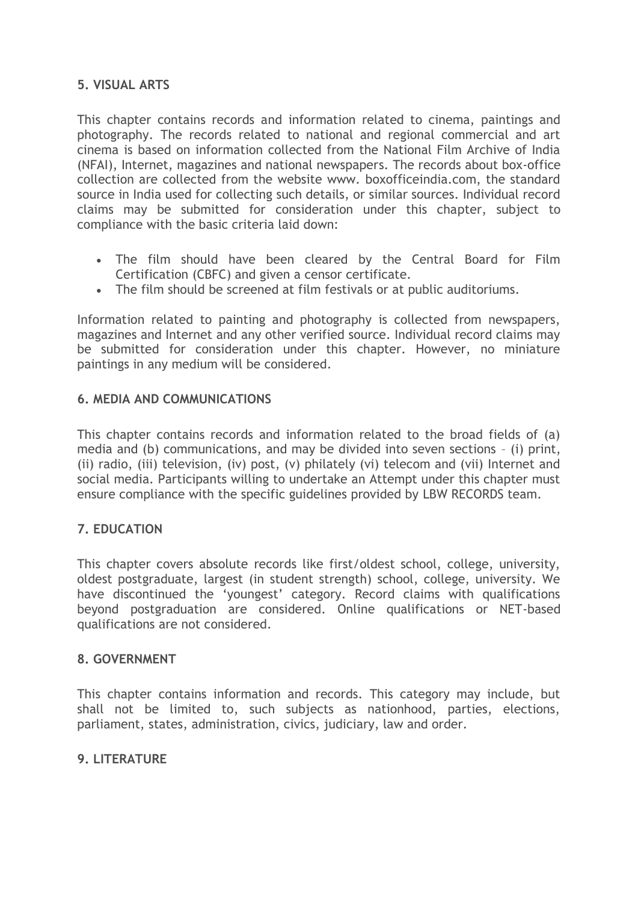### 5. VISUAL ARTS

This chapter contains records and information related to cinema, paintings and photography. The records related to national and regional commercial and art cinema is based on information collected from the National Film Archive of India (NFAI), Internet, magazines and national newspapers. The records about box-office collection are collected from the website www. boxofficeindia.com, the standard source in India used for collecting such details, or similar sources. Individual record claims may be submitted for consideration under this chapter, subject to compliance with the basic criteria laid down:

- The film should have been cleared by the Central Board for Film Certification (CBFC) and given a censor certificate.
- The film should be screened at film festivals or at public auditoriums.

Information related to painting and photography is collected from newspapers, magazines and Internet and any other verified source. Individual record claims may be submitted for consideration under this chapter. However, no miniature paintings in any medium will be considered.

### 6. MEDIA AND COMMUNICATIONS

This chapter contains records and information related to the broad fields of (a) media and (b) communications, and may be divided into seven sections – (i) print, (ii) radio, (iii) television, (iv) post, (v) philately (vi) telecom and (vii) Internet and social media. Participants willing to undertake an Attempt under this chapter must ensure compliance with the specific guidelines provided by LBW RECORDS team.

### 7. EDUCATION

This chapter covers absolute records like first/oldest school, college, university, oldest postgraduate, largest (in student strength) school, college, university. We have discontinued the 'youngest' category. Record claims with qualifications beyond postgraduation are considered. Online qualifications or NET-based qualifications are not considered.

### 8. GOVERNMENT

This chapter contains information and records. This category may include, but shall not be limited to, such subjects as nationhood, parties, elections, parliament, states, administration, civics, judiciary, law and order.

### 9. LITERATURE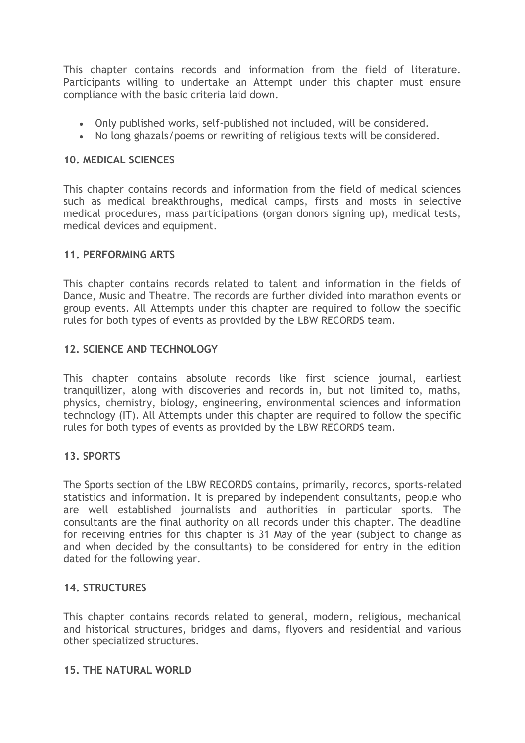This chapter contains records and information from the field of literature. Participants willing to undertake an Attempt under this chapter must ensure compliance with the basic criteria laid down.

- Only published works, self-published not included, will be considered.
- No long ghazals/poems or rewriting of religious texts will be considered.

### 10. MEDICAL SCIENCES

This chapter contains records and information from the field of medical sciences such as medical breakthroughs, medical camps, firsts and mosts in selective medical procedures, mass participations (organ donors signing up), medical tests, medical devices and equipment.

### 11. PERFORMING ARTS

This chapter contains records related to talent and information in the fields of Dance, Music and Theatre. The records are further divided into marathon events or group events. All Attempts under this chapter are required to follow the specific rules for both types of events as provided by the LBW RECORDS team.

### 12. SCIENCE AND TECHNOLOGY

This chapter contains absolute records like first science journal, earliest tranquillizer, along with discoveries and records in, but not limited to, maths, physics, chemistry, biology, engineering, environmental sciences and information technology (IT). All Attempts under this chapter are required to follow the specific rules for both types of events as provided by the LBW RECORDS team.

### 13. SPORTS

The Sports section of the LBW RECORDS contains, primarily, records, sports-related statistics and information. It is prepared by independent consultants, people who are well established journalists and authorities in particular sports. The consultants are the final authority on all records under this chapter. The deadline for receiving entries for this chapter is 31 May of the year (subject to change as and when decided by the consultants) to be considered for entry in the edition dated for the following year.

### 14. STRUCTURES

This chapter contains records related to general, modern, religious, mechanical and historical structures, bridges and dams, flyovers and residential and various other specialized structures.

### 15. THE NATURAL WORLD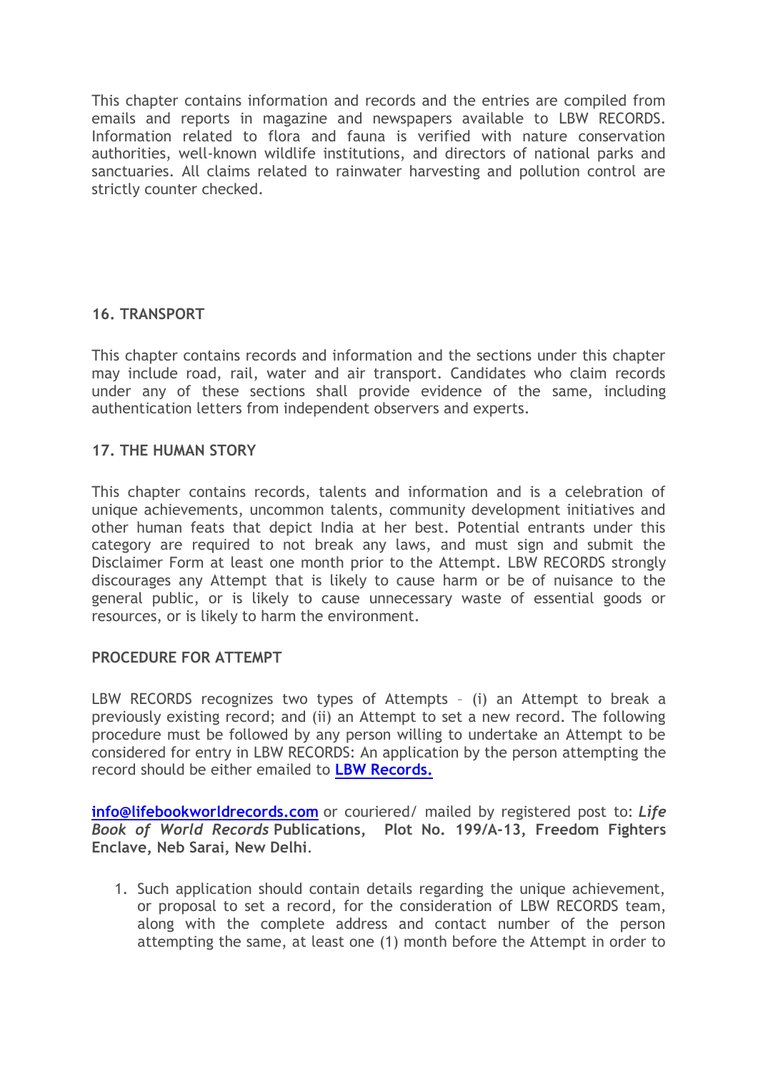This chapter contains information and records and the entries are compiled from emails and reports in magazine and newspapers available to LBW RECORDS. Information related to flora and fauna is verified with nature conservation authorities, well-known wildlife institutions, and directors of national parks and sanctuaries. All claims related to rainwater harvesting and pollution control are strictly counter checked.

### 16. TRANSPORT

This chapter contains records and information and the sections under this chapter may include road, rail, water and air transport. Candidates who claim records under any of these sections shall provide evidence of the same, including authentication letters from independent observers and experts.

### 17. THE HUMAN STORY

This chapter contains records, talents and information and is a celebration of unique achievements, uncommon talents, community development initiatives and other human feats that depict India at her best. Potential entrants under this category are required to not break any laws, and must sign and submit the Disclaimer Form at least one month prior to the Attempt. LBW RECORDS strongly discourages any Attempt that is likely to cause harm or be of nuisance to the general public, or is likely to cause unnecessary waste of essential goods or resources, or is likely to harm the environment.

### PROCEDURE FOR ATTEMPT

LBW RECORDS recognizes two types of Attempts – (i) an Attempt to break a previously existing record; and (ii) an Attempt to set a new record. The following procedure must be followed by any person willing to undertake an Attempt to be considered for entry in LBW RECORDS: An application by the person attempting the record should be either emailed to **LBW Records.**

**info@lifebookworldrecords.com** or couriered/ mailed by registered post to: ***Life Book of World Records*** **Publications, Plot No. 199/A-13, Freedom Fighters Enclave, Neb Sarai, New Delhi**.

1. Such application should contain details regarding the unique achievement, or proposal to set a record, for the consideration of LBW RECORDS team, along with the complete address and contact number of the person attempting the same, at least one (1) month before the Attempt in order to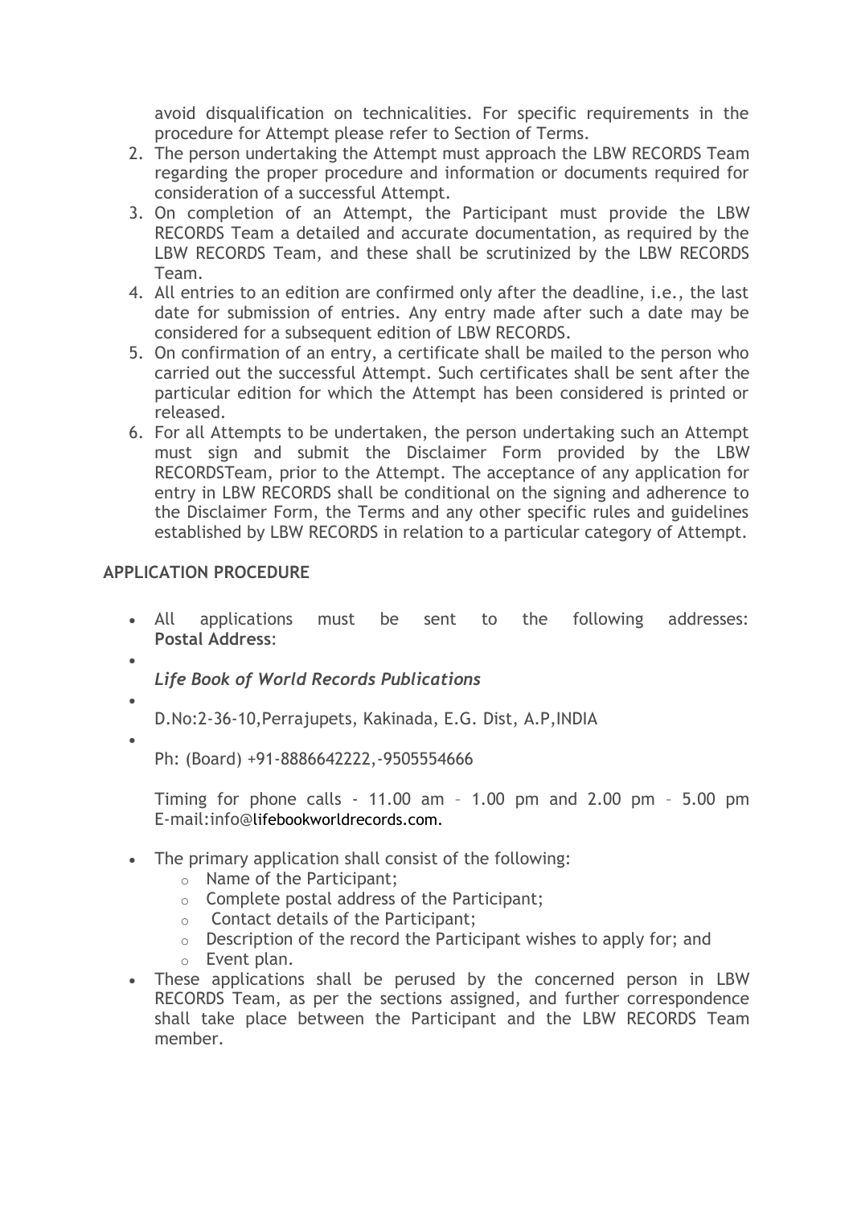avoid disqualification on technicalities. For specific requirements in the procedure for Attempt please refer to Section of Terms.

2. The person undertaking the Attempt must approach the LBW RECORDS Team regarding the proper procedure and information or documents required for consideration of a successful Attempt.
3. On completion of an Attempt, the Participant must provide the LBW RECORDS Team a detailed and accurate documentation, as required by the LBW RECORDS Team, and these shall be scrutinized by the LBW RECORDS Team.
4. All entries to an edition are confirmed only after the deadline, i.e., the last date for submission of entries. Any entry made after such a date may be considered for a subsequent edition of LBW RECORDS.
5. On confirmation of an entry, a certificate shall be mailed to the person who carried out the successful Attempt. Such certificates shall be sent after the particular edition for which the Attempt has been considered is printed or released.
6. For all Attempts to be undertaken, the person undertaking such an Attempt must sign and submit the Disclaimer Form provided by the LBW RECORDSTeam, prior to the Attempt. The acceptance of any application for entry in LBW RECORDS shall be conditional on the signing and adherence to the Disclaimer Form, the Terms and any other specific rules and guidelines established by LBW RECORDS in relation to a particular category of Attempt.

**APPLICATION PROCEDURE**

- All applications must be sent to the following addresses: **Postal Address**:
- ***Life Book of World Records Publications***
- D.No:2-36-10,Perrajupets, Kakinada, E.G. Dist, A.P,INDIA
- Ph: (Board) +91-8886642222,-9505554666

  Timing for phone calls - 11.00 am – 1.00 pm and 2.00 pm – 5.00 pm E-mail:info@lifebookworldrecords.com.

- The primary application shall consist of the following:
  - Name of the Participant;
  - Complete postal address of the Participant;
  - Contact details of the Participant;
  - Description of the record the Participant wishes to apply for; and
  - Event plan.
- These applications shall be perused by the concerned person in LBW RECORDS Team, as per the sections assigned, and further correspondence shall take place between the Participant and the LBW RECORDS Team member.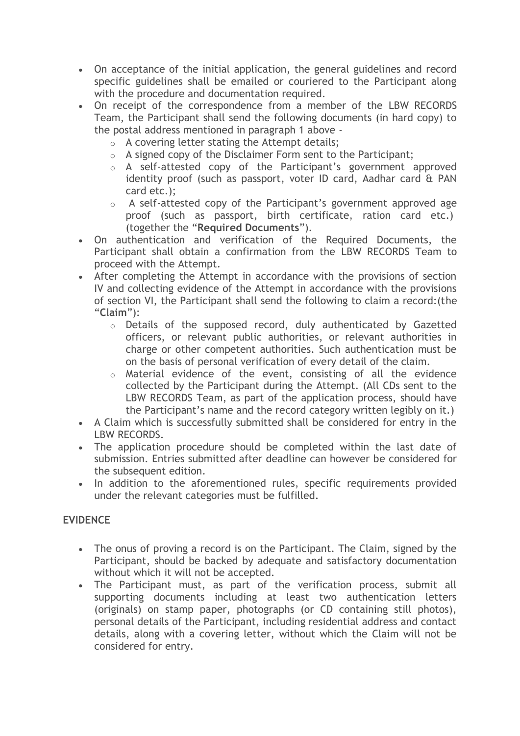- On acceptance of the initial application, the general guidelines and record specific guidelines shall be emailed or couriered to the Participant along with the procedure and documentation required.
- On receipt of the correspondence from a member of the LBW RECORDS Team, the Participant shall send the following documents (in hard copy) to the postal address mentioned in paragraph 1 above -
    - A covering letter stating the Attempt details;
    - A signed copy of the Disclaimer Form sent to the Participant;
    - A self-attested copy of the Participant's government approved identity proof (such as passport, voter ID card, Aadhar card & PAN card etc.);
    - A self-attested copy of the Participant's government approved age proof (such as passport, birth certificate, ration card etc.) (together the "**Required Documents**").
- On authentication and verification of the Required Documents, the Participant shall obtain a confirmation from the LBW RECORDS Team to proceed with the Attempt.
- After completing the Attempt in accordance with the provisions of section IV and collecting evidence of the Attempt in accordance with the provisions of section VI, the Participant shall send the following to claim a record:(the "**Claim**"):
    - Details of the supposed record, duly authenticated by Gazetted officers, or relevant public authorities, or relevant authorities in charge or other competent authorities. Such authentication must be on the basis of personal verification of every detail of the claim.
    - Material evidence of the event, consisting of all the evidence collected by the Participant during the Attempt. (All CDs sent to the LBW RECORDS Team, as part of the application process, should have the Participant's name and the record category written legibly on it.)
- A Claim which is successfully submitted shall be considered for entry in the LBW RECORDS.
- The application procedure should be completed within the last date of submission. Entries submitted after deadline can however be considered for the subsequent edition.
- In addition to the aforementioned rules, specific requirements provided under the relevant categories must be fulfilled.

**EVIDENCE**

- The onus of proving a record is on the Participant. The Claim, signed by the Participant, should be backed by adequate and satisfactory documentation without which it will not be accepted.
- The Participant must, as part of the verification process, submit all supporting documents including at least two authentication letters (originals) on stamp paper, photographs (or CD containing still photos), personal details of the Participant, including residential address and contact details, along with a covering letter, without which the Claim will not be considered for entry.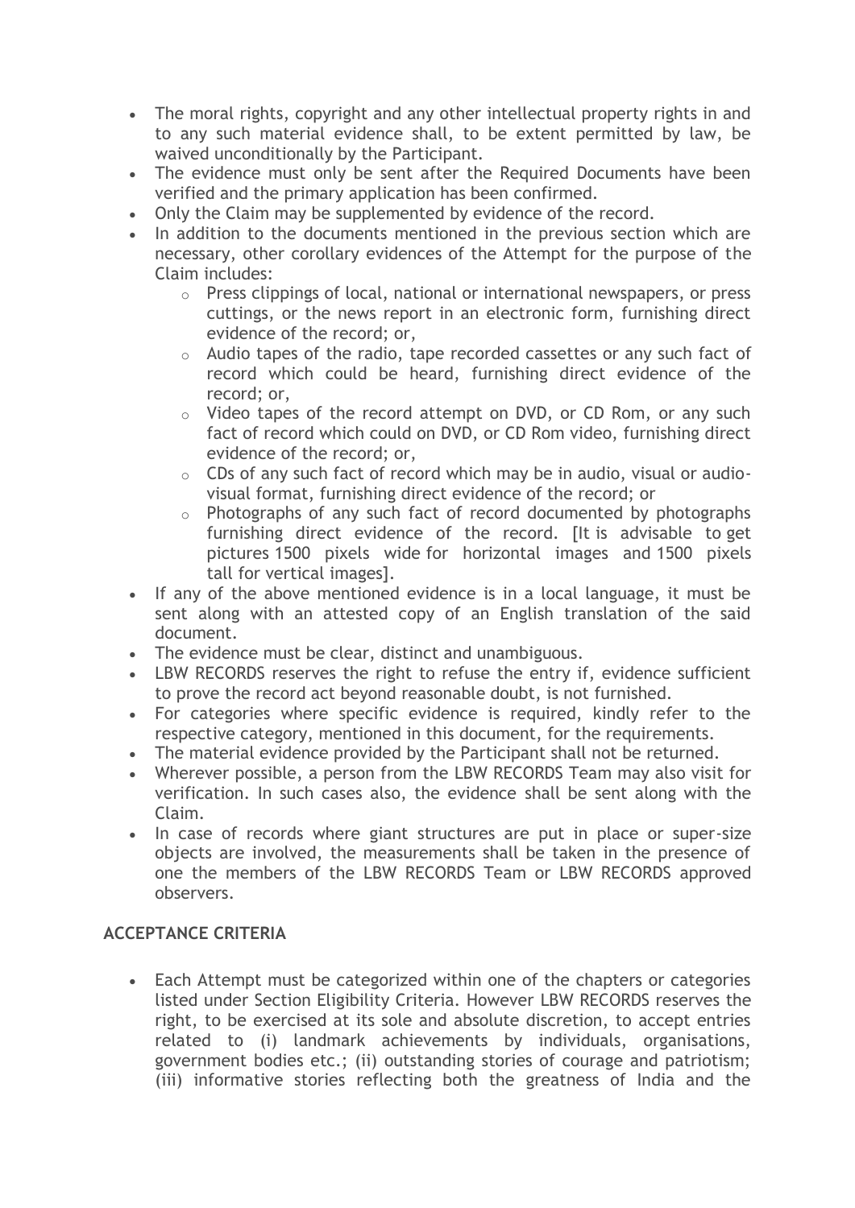- The moral rights, copyright and any other intellectual property rights in and to any such material evidence shall, to be extent permitted by law, be waived unconditionally by the Participant.
- The evidence must only be sent after the Required Documents have been verified and the primary application has been confirmed.
- Only the Claim may be supplemented by evidence of the record.
- In addition to the documents mentioned in the previous section which are necessary, other corollary evidences of the Attempt for the purpose of the Claim includes:
  - Press clippings of local, national or international newspapers, or press cuttings, or the news report in an electronic form, furnishing direct evidence of the record; or,
  - Audio tapes of the radio, tape recorded cassettes or any such fact of record which could be heard, furnishing direct evidence of the record; or,
  - Video tapes of the record attempt on DVD, or CD Rom, or any such fact of record which could on DVD, or CD Rom video, furnishing direct evidence of the record; or,
  - CDs of any such fact of record which may be in audio, visual or audio-visual format, furnishing direct evidence of the record; or
  - Photographs of any such fact of record documented by photographs furnishing direct evidence of the record. [It is advisable to get pictures 1500 pixels wide for horizontal images and 1500 pixels tall for vertical images].
- If any of the above mentioned evidence is in a local language, it must be sent along with an attested copy of an English translation of the said document.
- The evidence must be clear, distinct and unambiguous.
- LBW RECORDS reserves the right to refuse the entry if, evidence sufficient to prove the record act beyond reasonable doubt, is not furnished.
- For categories where specific evidence is required, kindly refer to the respective category, mentioned in this document, for the requirements.
- The material evidence provided by the Participant shall not be returned.
- Wherever possible, a person from the LBW RECORDS Team may also visit for verification. In such cases also, the evidence shall be sent along with the Claim.
- In case of records where giant structures are put in place or super-size objects are involved, the measurements shall be taken in the presence of one the members of the LBW RECORDS Team or LBW RECORDS approved observers.

## ACCEPTANCE CRITERIA

- Each Attempt must be categorized within one of the chapters or categories listed under Section Eligibility Criteria. However LBW RECORDS reserves the right, to be exercised at its sole and absolute discretion, to accept entries related to (i) landmark achievements by individuals, organisations, government bodies etc.; (ii) outstanding stories of courage and patriotism; (iii) informative stories reflecting both the greatness of India and the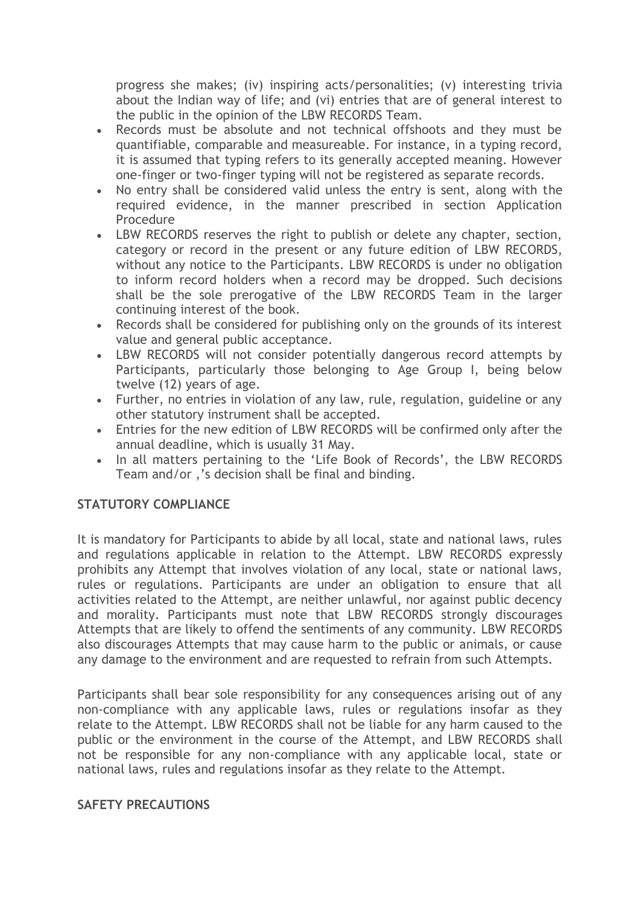progress she makes; (iv) inspiring acts/personalities; (v) interesting trivia about the Indian way of life; and (vi) entries that are of general interest to the public in the opinion of the LBW RECORDS Team.

- Records must be absolute and not technical offshoots and they must be quantifiable, comparable and measureable. For instance, in a typing record, it is assumed that typing refers to its generally accepted meaning. However one-finger or two-finger typing will not be registered as separate records.
- No entry shall be considered valid unless the entry is sent, along with the required evidence, in the manner prescribed in section Application Procedure
- LBW RECORDS reserves the right to publish or delete any chapter, section, category or record in the present or any future edition of LBW RECORDS, without any notice to the Participants. LBW RECORDS is under no obligation to inform record holders when a record may be dropped. Such decisions shall be the sole prerogative of the LBW RECORDS Team in the larger continuing interest of the book.
- Records shall be considered for publishing only on the grounds of its interest value and general public acceptance.
- LBW RECORDS will not consider potentially dangerous record attempts by Participants, particularly those belonging to Age Group I, being below twelve (12) years of age.
- Further, no entries in violation of any law, rule, regulation, guideline or any other statutory instrument shall be accepted.
- Entries for the new edition of LBW RECORDS will be confirmed only after the annual deadline, which is usually 31 May.
- In all matters pertaining to the 'Life Book of Records', the LBW RECORDS Team and/or ,'s decision shall be final and binding.

**STATUTORY COMPLIANCE**

It is mandatory for Participants to abide by all local, state and national laws, rules and regulations applicable in relation to the Attempt. LBW RECORDS expressly prohibits any Attempt that involves violation of any local, state or national laws, rules or regulations. Participants are under an obligation to ensure that all activities related to the Attempt, are neither unlawful, nor against public decency and morality. Participants must note that LBW RECORDS strongly discourages Attempts that are likely to offend the sentiments of any community. LBW RECORDS also discourages Attempts that may cause harm to the public or animals, or cause any damage to the environment and are requested to refrain from such Attempts.

Participants shall bear sole responsibility for any consequences arising out of any non-compliance with any applicable laws, rules or regulations insofar as they relate to the Attempt. LBW RECORDS shall not be liable for any harm caused to the public or the environment in the course of the Attempt, and LBW RECORDS shall not be responsible for any non-compliance with any applicable local, state or national laws, rules and regulations insofar as they relate to the Attempt.

**SAFETY PRECAUTIONS**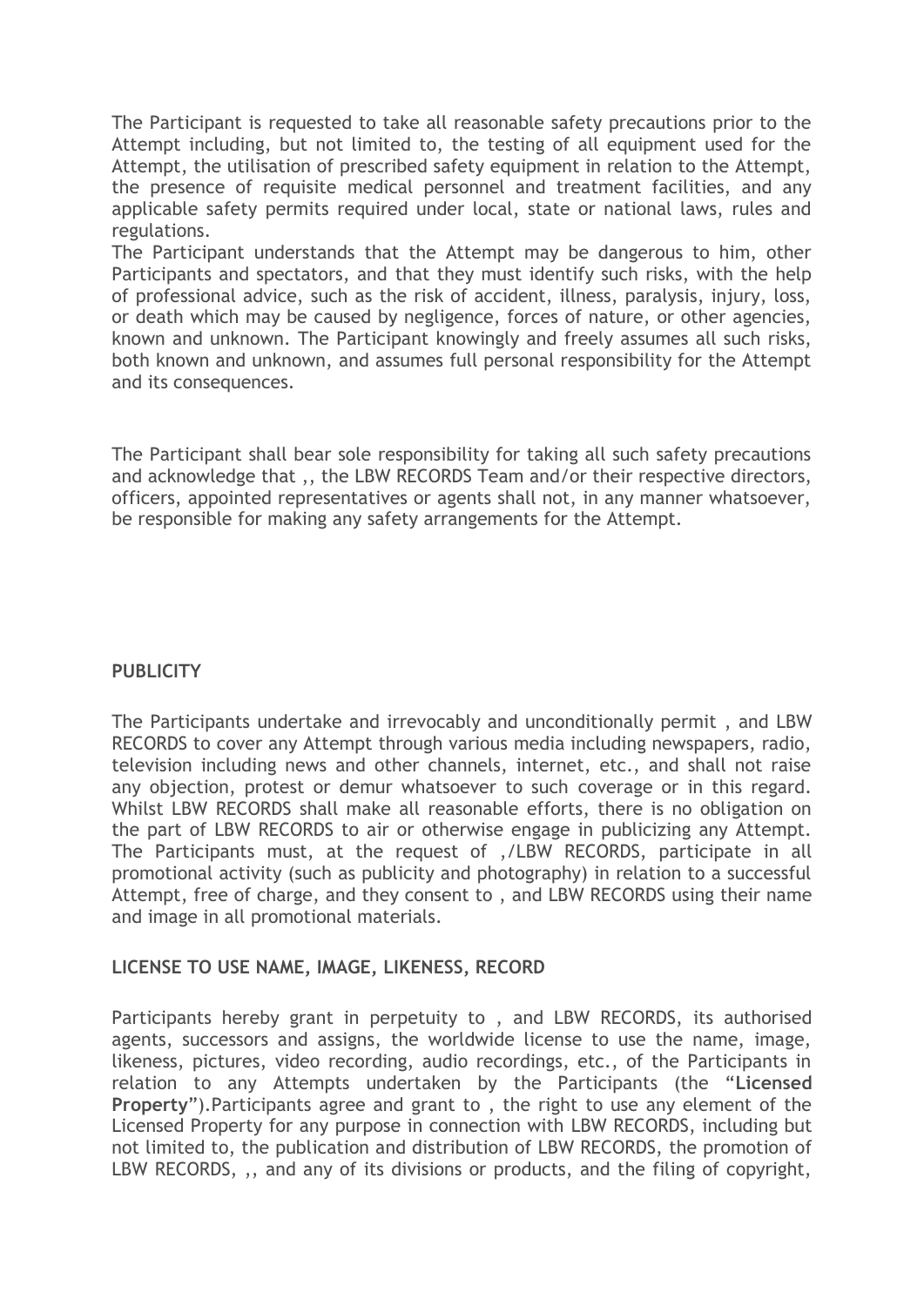The Participant is requested to take all reasonable safety precautions prior to the Attempt including, but not limited to, the testing of all equipment used for the Attempt, the utilisation of prescribed safety equipment in relation to the Attempt, the presence of requisite medical personnel and treatment facilities, and any applicable safety permits required under local, state or national laws, rules and regulations.
The Participant understands that the Attempt may be dangerous to him, other Participants and spectators, and that they must identify such risks, with the help of professional advice, such as the risk of accident, illness, paralysis, injury, loss, or death which may be caused by negligence, forces of nature, or other agencies, known and unknown. The Participant knowingly and freely assumes all such risks, both known and unknown, and assumes full personal responsibility for the Attempt and its consequences.

The Participant shall bear sole responsibility for taking all such safety precautions and acknowledge that ,, the LBW RECORDS Team and/or their respective directors, officers, appointed representatives or agents shall not, in any manner whatsoever, be responsible for making any safety arrangements for the Attempt.

**PUBLICITY**

The Participants undertake and irrevocably and unconditionally permit , and LBW RECORDS to cover any Attempt through various media including newspapers, radio, television including news and other channels, internet, etc., and shall not raise any objection, protest or demur whatsoever to such coverage or in this regard. Whilst LBW RECORDS shall make all reasonable efforts, there is no obligation on the part of LBW RECORDS to air or otherwise engage in publicizing any Attempt. The Participants must, at the request of ,/LBW RECORDS, participate in all promotional activity (such as publicity and photography) in relation to a successful Attempt, free of charge, and they consent to , and LBW RECORDS using their name and image in all promotional materials.

**LICENSE TO USE NAME, IMAGE, LIKENESS, RECORD**

Participants hereby grant in perpetuity to , and LBW RECORDS, its authorised agents, successors and assigns, the worldwide license to use the name, image, likeness, pictures, video recording, audio recordings, etc., of the Participants in relation to any Attempts undertaken by the Participants (the "**Licensed Property**").Participants agree and grant to , the right to use any element of the Licensed Property for any purpose in connection with LBW RECORDS, including but not limited to, the publication and distribution of LBW RECORDS, the promotion of LBW RECORDS, ,, and any of its divisions or products, and the filing of copyright,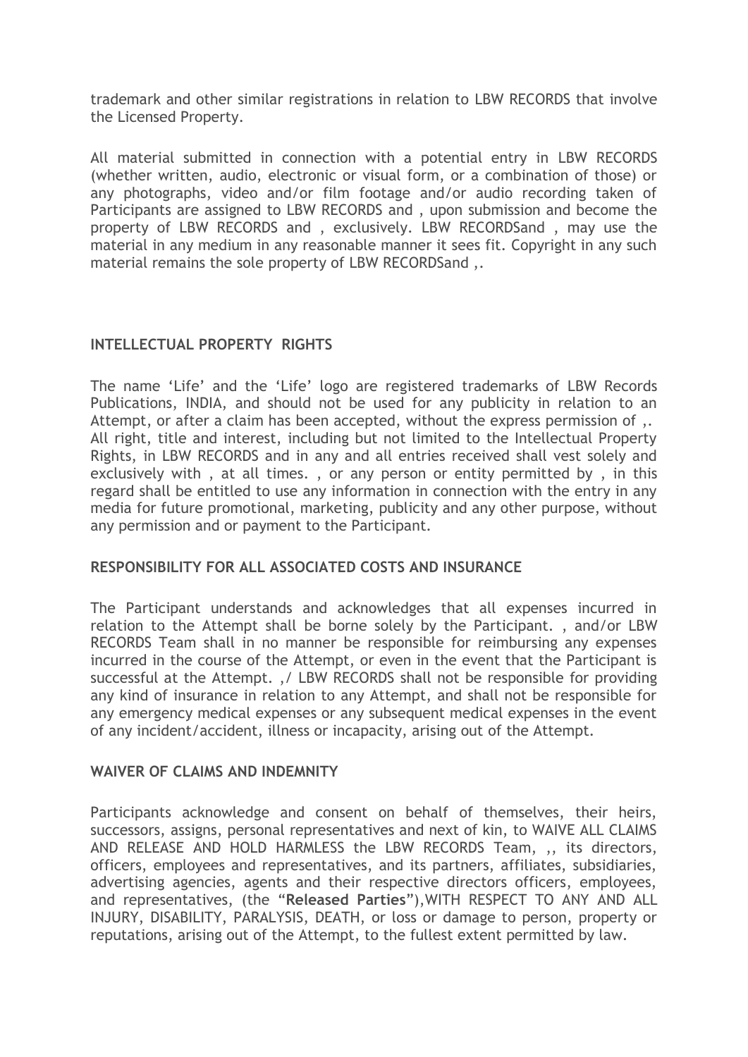trademark and other similar registrations in relation to LBW RECORDS that involve the Licensed Property.

All material submitted in connection with a potential entry in LBW RECORDS (whether written, audio, electronic or visual form, or a combination of those) or any photographs, video and/or film footage and/or audio recording taken of Participants are assigned to LBW RECORDS and , upon submission and become the property of LBW RECORDS and , exclusively. LBW RECORDSand , may use the material in any medium in any reasonable manner it sees fit. Copyright in any such material remains the sole property of LBW RECORDSand ,.

## INTELLECTUAL PROPERTY RIGHTS

The name 'Life' and the 'Life' logo are registered trademarks of LBW Records Publications, INDIA, and should not be used for any publicity in relation to an Attempt, or after a claim has been accepted, without the express permission of ,. All right, title and interest, including but not limited to the Intellectual Property Rights, in LBW RECORDS and in any and all entries received shall vest solely and exclusively with , at all times. , or any person or entity permitted by , in this regard shall be entitled to use any information in connection with the entry in any media for future promotional, marketing, publicity and any other purpose, without any permission and or payment to the Participant.

## RESPONSIBILITY FOR ALL ASSOCIATED COSTS AND INSURANCE

The Participant understands and acknowledges that all expenses incurred in relation to the Attempt shall be borne solely by the Participant. , and/or LBW RECORDS Team shall in no manner be responsible for reimbursing any expenses incurred in the course of the Attempt, or even in the event that the Participant is successful at the Attempt. ,/ LBW RECORDS shall not be responsible for providing any kind of insurance in relation to any Attempt, and shall not be responsible for any emergency medical expenses or any subsequent medical expenses in the event of any incident/accident, illness or incapacity, arising out of the Attempt.

## WAIVER OF CLAIMS AND INDEMNITY

Participants acknowledge and consent on behalf of themselves, their heirs, successors, assigns, personal representatives and next of kin, to WAIVE ALL CLAIMS AND RELEASE AND HOLD HARMLESS the LBW RECORDS Team, ,, its directors, officers, employees and representatives, and its partners, affiliates, subsidiaries, advertising agencies, agents and their respective directors officers, employees, and representatives, (the "**Released Parties**"),WITH RESPECT TO ANY AND ALL INJURY, DISABILITY, PARALYSIS, DEATH, or loss or damage to person, property or reputations, arising out of the Attempt, to the fullest extent permitted by law.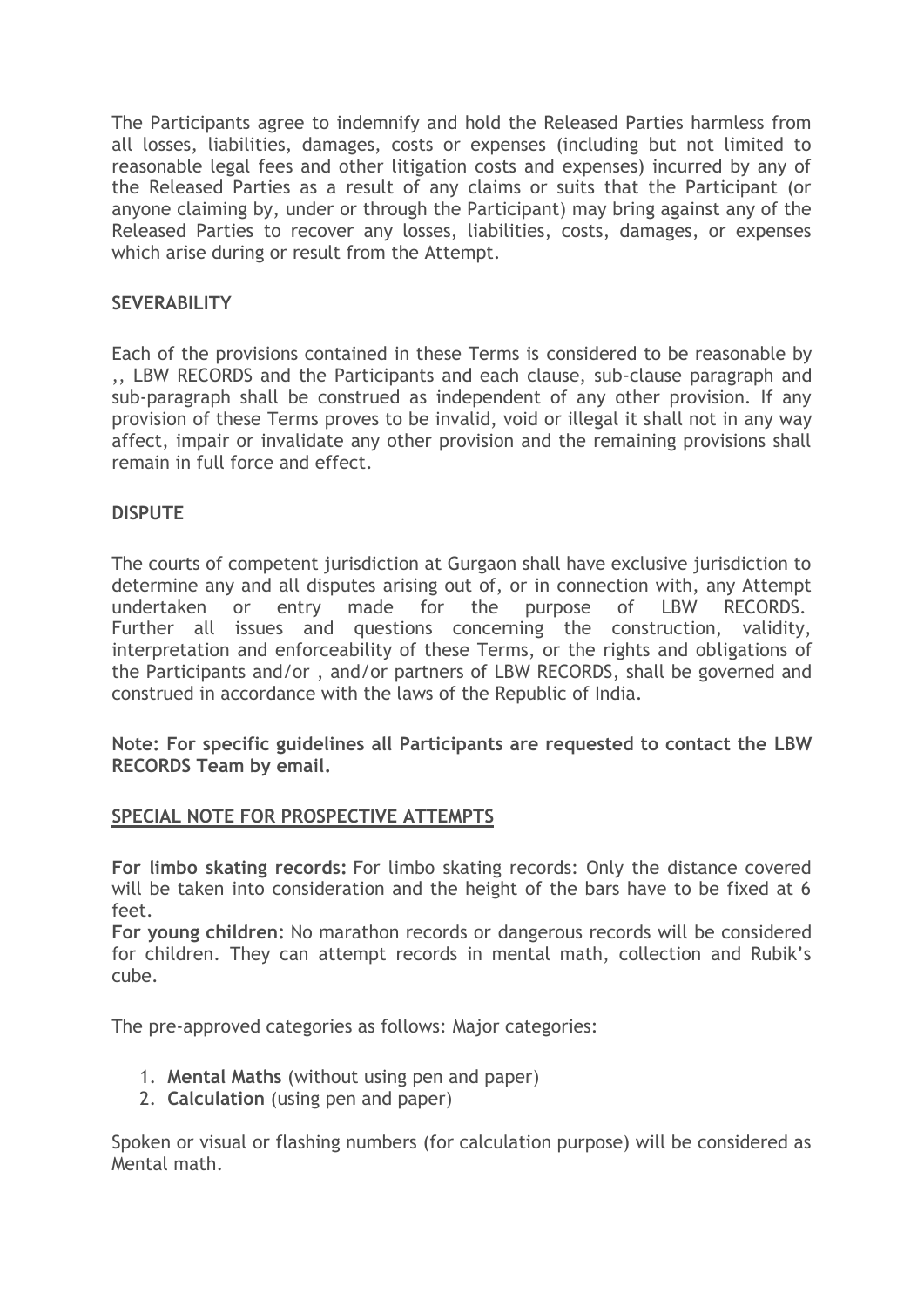The Participants agree to indemnify and hold the Released Parties harmless from all losses, liabilities, damages, costs or expenses (including but not limited to reasonable legal fees and other litigation costs and expenses) incurred by any of the Released Parties as a result of any claims or suits that the Participant (or anyone claiming by, under or through the Participant) may bring against any of the Released Parties to recover any losses, liabilities, costs, damages, or expenses which arise during or result from the Attempt.

**SEVERABILITY**

Each of the provisions contained in these Terms is considered to be reasonable by ,, LBW RECORDS and the Participants and each clause, sub-clause paragraph and sub-paragraph shall be construed as independent of any other provision. If any provision of these Terms proves to be invalid, void or illegal it shall not in any way affect, impair or invalidate any other provision and the remaining provisions shall remain in full force and effect.

**DISPUTE**

The courts of competent jurisdiction at Gurgaon shall have exclusive jurisdiction to determine any and all disputes arising out of, or in connection with, any Attempt undertaken or entry made for the purpose of LBW RECORDS. Further all issues and questions concerning the construction, validity, interpretation and enforceability of these Terms, or the rights and obligations of the Participants and/or , and/or partners of LBW RECORDS, shall be governed and construed in accordance with the laws of the Republic of India.

**Note: For specific guidelines all Participants are requested to contact the LBW RECORDS Team by email.**

**SPECIAL NOTE FOR PROSPECTIVE ATTEMPTS**

**For limbo skating records:** For limbo skating records: Only the distance covered will be taken into consideration and the height of the bars have to be fixed at 6 feet.
**For young children:** No marathon records or dangerous records will be considered for children. They can attempt records in mental math, collection and Rubik's cube.

The pre-approved categories as follows: Major categories:

1. **Mental Maths** (without using pen and paper)
2. **Calculation** (using pen and paper)

Spoken or visual or flashing numbers (for calculation purpose) will be considered as Mental math.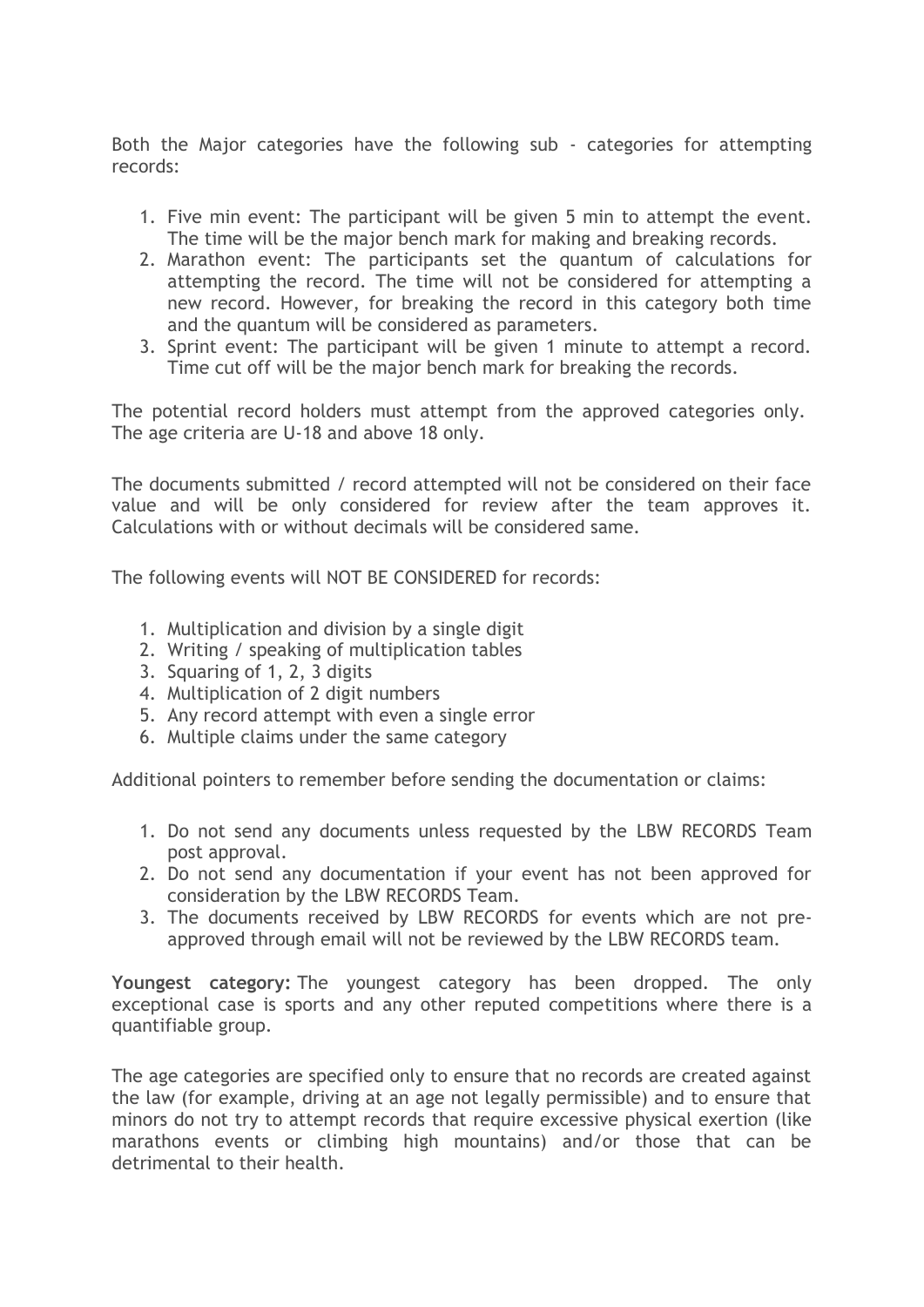Both the Major categories have the following sub - categories for attempting records:

1. Five min event: The participant will be given 5 min to attempt the event. The time will be the major bench mark for making and breaking records.
2. Marathon event: The participants set the quantum of calculations for attempting the record. The time will not be considered for attempting a new record. However, for breaking the record in this category both time and the quantum will be considered as parameters.
3. Sprint event: The participant will be given 1 minute to attempt a record. Time cut off will be the major bench mark for breaking the records.

The potential record holders must attempt from the approved categories only. The age criteria are U-18 and above 18 only.

The documents submitted / record attempted will not be considered on their face value and will be only considered for review after the team approves it. Calculations with or without decimals will be considered same.

The following events will NOT BE CONSIDERED for records:

1. Multiplication and division by a single digit
2. Writing / speaking of multiplication tables
3. Squaring of 1, 2, 3 digits
4. Multiplication of 2 digit numbers
5. Any record attempt with even a single error
6. Multiple claims under the same category

Additional pointers to remember before sending the documentation or claims:

1. Do not send any documents unless requested by the LBW RECORDS Team post approval.
2. Do not send any documentation if your event has not been approved for consideration by the LBW RECORDS Team.
3. The documents received by LBW RECORDS for events which are not pre-approved through email will not be reviewed by the LBW RECORDS team.

**Youngest category:** The youngest category has been dropped. The only exceptional case is sports and any other reputed competitions where there is a quantifiable group.

The age categories are specified only to ensure that no records are created against the law (for example, driving at an age not legally permissible) and to ensure that minors do not try to attempt records that require excessive physical exertion (like marathons events or climbing high mountains) and/or those that can be detrimental to their health.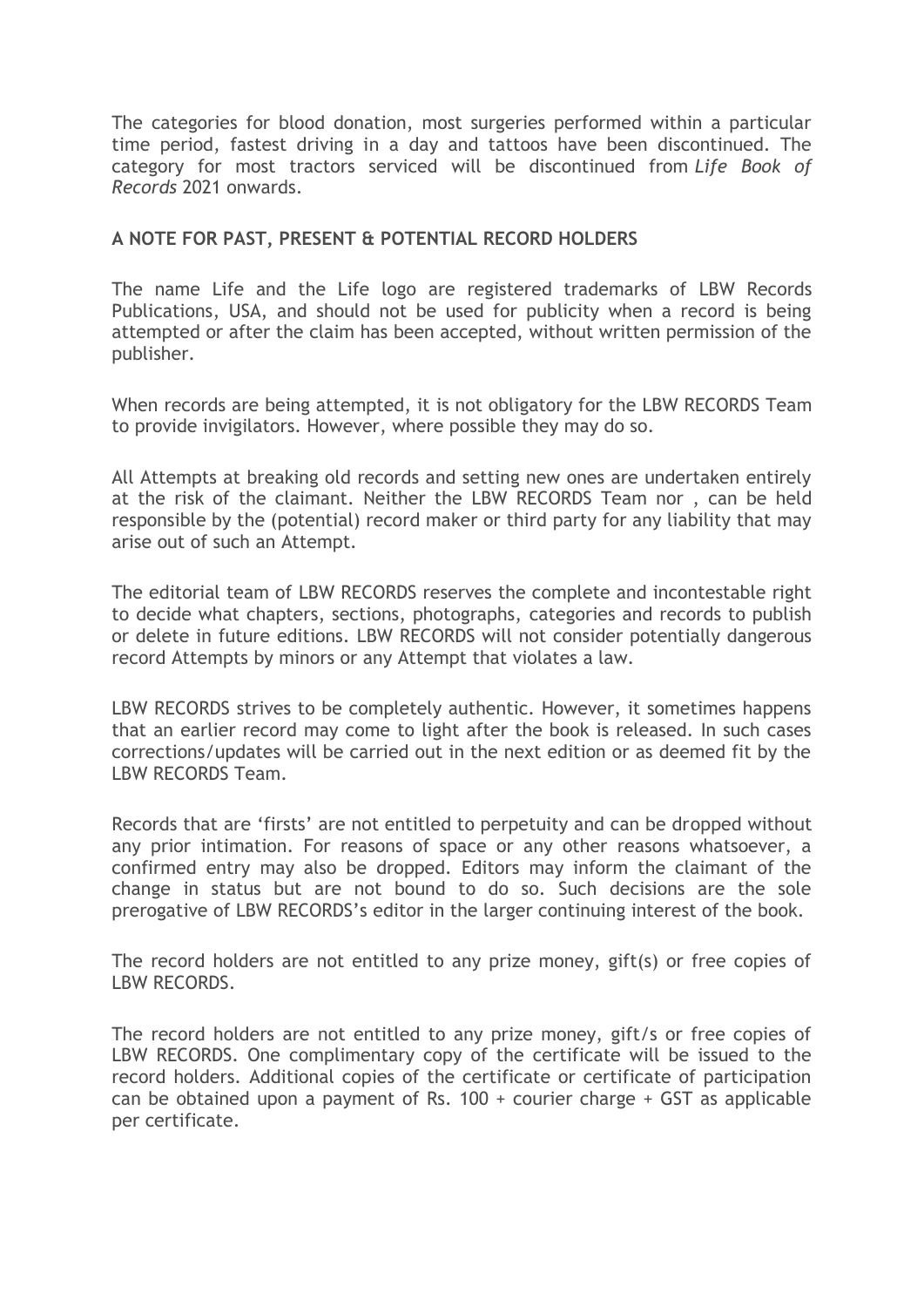The categories for blood donation, most surgeries performed within a particular time period, fastest driving in a day and tattoos have been discontinued. The category for most tractors serviced will be discontinued from *Life Book of Records* 2021 onwards.

**A NOTE FOR PAST, PRESENT & POTENTIAL RECORD HOLDERS**

The name Life and the Life logo are registered trademarks of LBW Records Publications, USA, and should not be used for publicity when a record is being attempted or after the claim has been accepted, without written permission of the publisher.

When records are being attempted, it is not obligatory for the LBW RECORDS Team to provide invigilators. However, where possible they may do so.

All Attempts at breaking old records and setting new ones are undertaken entirely at the risk of the claimant. Neither the LBW RECORDS Team nor , can be held responsible by the (potential) record maker or third party for any liability that may arise out of such an Attempt.

The editorial team of LBW RECORDS reserves the complete and incontestable right to decide what chapters, sections, photographs, categories and records to publish or delete in future editions. LBW RECORDS will not consider potentially dangerous record Attempts by minors or any Attempt that violates a law.

LBW RECORDS strives to be completely authentic. However, it sometimes happens that an earlier record may come to light after the book is released. In such cases corrections/updates will be carried out in the next edition or as deemed fit by the LBW RECORDS Team.

Records that are 'firsts' are not entitled to perpetuity and can be dropped without any prior intimation. For reasons of space or any other reasons whatsoever, a confirmed entry may also be dropped. Editors may inform the claimant of the change in status but are not bound to do so. Such decisions are the sole prerogative of LBW RECORDS's editor in the larger continuing interest of the book.

The record holders are not entitled to any prize money, gift(s) or free copies of LBW RECORDS.

The record holders are not entitled to any prize money, gift/s or free copies of LBW RECORDS. One complimentary copy of the certificate will be issued to the record holders. Additional copies of the certificate or certificate of participation can be obtained upon a payment of Rs. 100 + courier charge + GST as applicable per certificate.